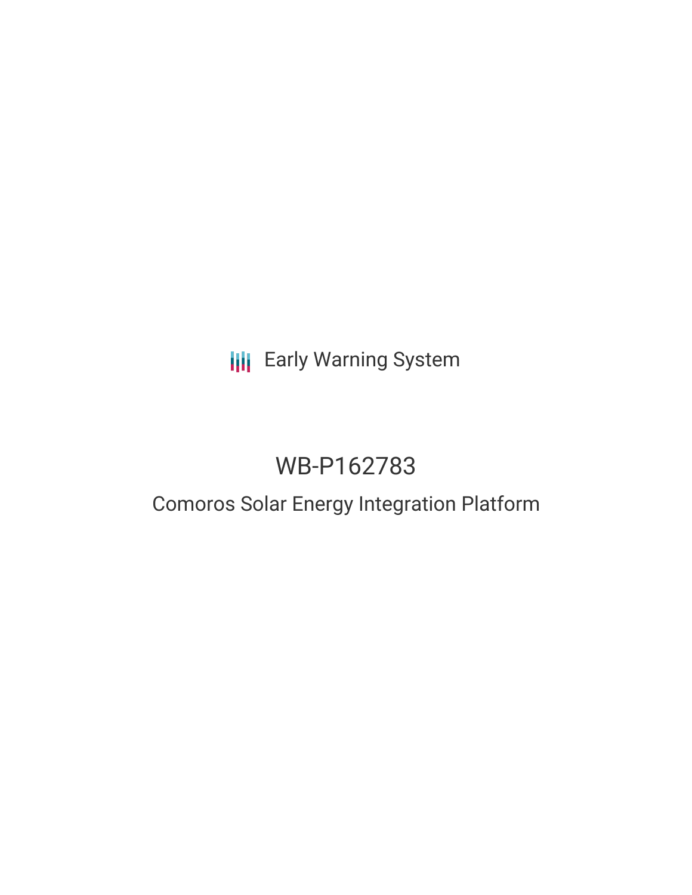Early Warning System

# WB-P162783

## Comoros Solar Energy Integration Platform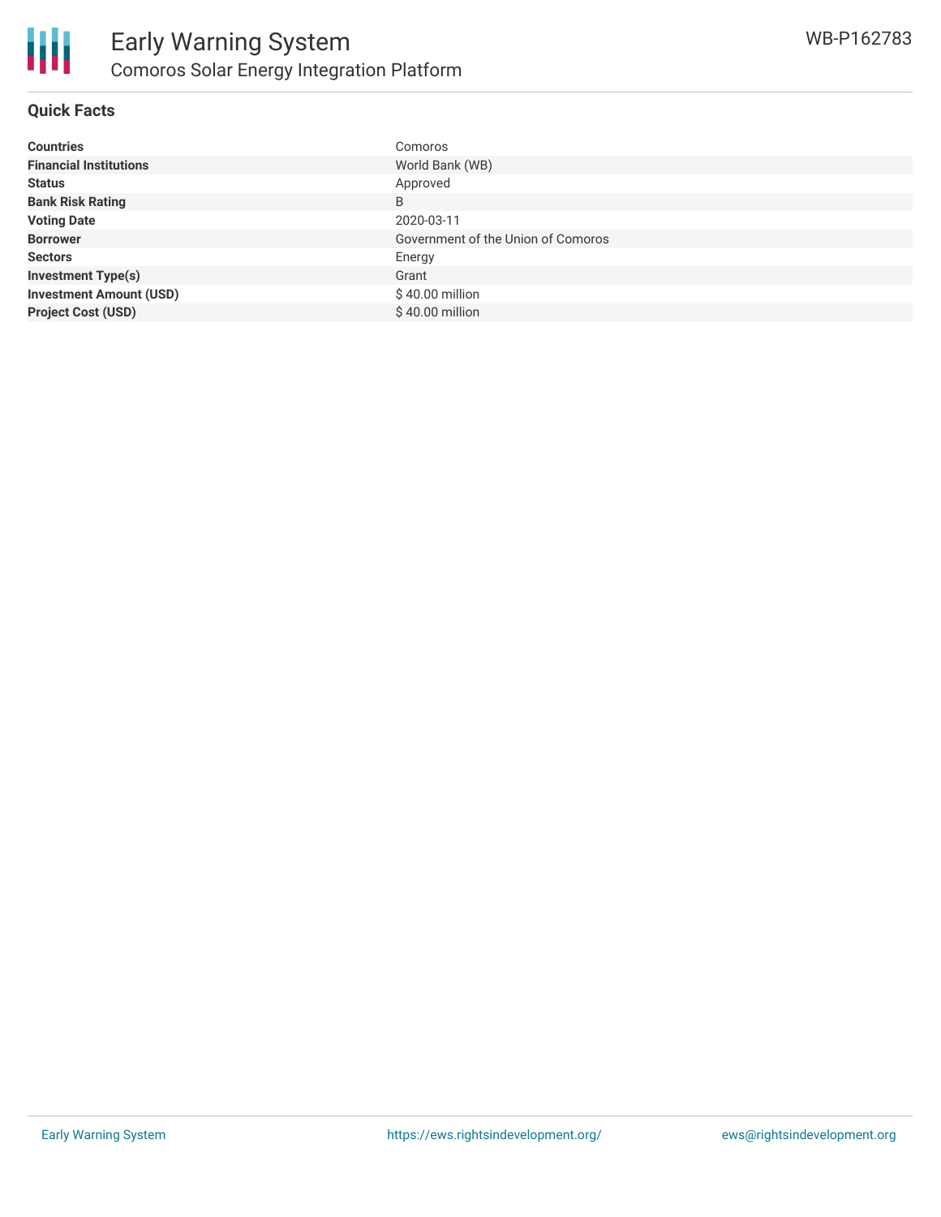# Early Warning System

## Comoros Solar Energy Integration Platform

WB-P162783

### Quick Facts

| | |
|---|---|
| **Countries** | Comoros |
| **Financial Institutions** | World Bank (WB) |
| **Status** | Approved |
| **Bank Risk Rating** | B |
| **Voting Date** | 2020-03-11 |
| **Borrower** | Government of the Union of Comoros |
| **Sectors** | Energy |
| **Investment Type(s)** | Grant |
| **Investment Amount (USD)** | $ 40.00 million |
| **Project Cost (USD)** | $ 40.00 million |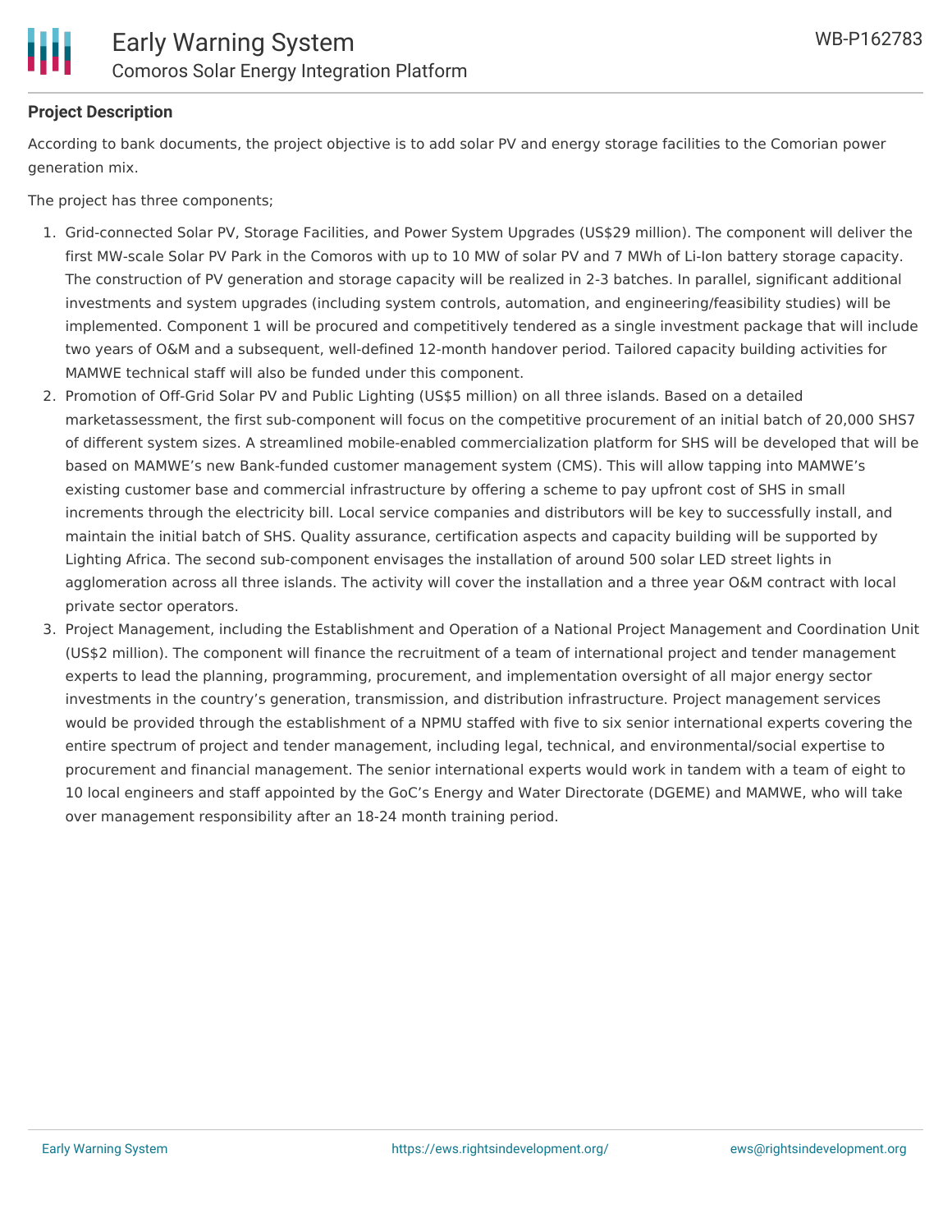### Project Description

According to bank documents, the project objective is to add solar PV and energy storage facilities to the Comorian power generation mix.

The project has three components;

1. Grid-connected Solar PV, Storage Facilities, and Power System Upgrades (US$29 million). The component will deliver the first MW-scale Solar PV Park in the Comoros with up to 10 MW of solar PV and 7 MWh of Li-Ion battery storage capacity. The construction of PV generation and storage capacity will be realized in 2-3 batches. In parallel, significant additional investments and system upgrades (including system controls, automation, and engineering/feasibility studies) will be implemented. Component 1 will be procured and competitively tendered as a single investment package that will include two years of O&M and a subsequent, well-defined 12-month handover period. Tailored capacity building activities for MAMWE technical staff will also be funded under this component.
2. Promotion of Off-Grid Solar PV and Public Lighting (US$5 million) on all three islands. Based on a detailed marketassessment, the first sub-component will focus on the competitive procurement of an initial batch of 20,000 SHS7 of different system sizes. A streamlined mobile-enabled commercialization platform for SHS will be developed that will be based on MAMWE's new Bank-funded customer management system (CMS). This will allow tapping into MAMWE's existing customer base and commercial infrastructure by offering a scheme to pay upfront cost of SHS in small increments through the electricity bill. Local service companies and distributors will be key to successfully install, and maintain the initial batch of SHS. Quality assurance, certification aspects and capacity building will be supported by Lighting Africa. The second sub-component envisages the installation of around 500 solar LED street lights in agglomeration across all three islands. The activity will cover the installation and a three year O&M contract with local private sector operators.
3. Project Management, including the Establishment and Operation of a National Project Management and Coordination Unit (US$2 million). The component will finance the recruitment of a team of international project and tender management experts to lead the planning, programming, procurement, and implementation oversight of all major energy sector investments in the country's generation, transmission, and distribution infrastructure. Project management services would be provided through the establishment of a NPMU staffed with five to six senior international experts covering the entire spectrum of project and tender management, including legal, technical, and environmental/social expertise to procurement and financial management. The senior international experts would work in tandem with a team of eight to 10 local engineers and staff appointed by the GoC's Energy and Water Directorate (DGEME) and MAMWE, who will take over management responsibility after an 18-24 month training period.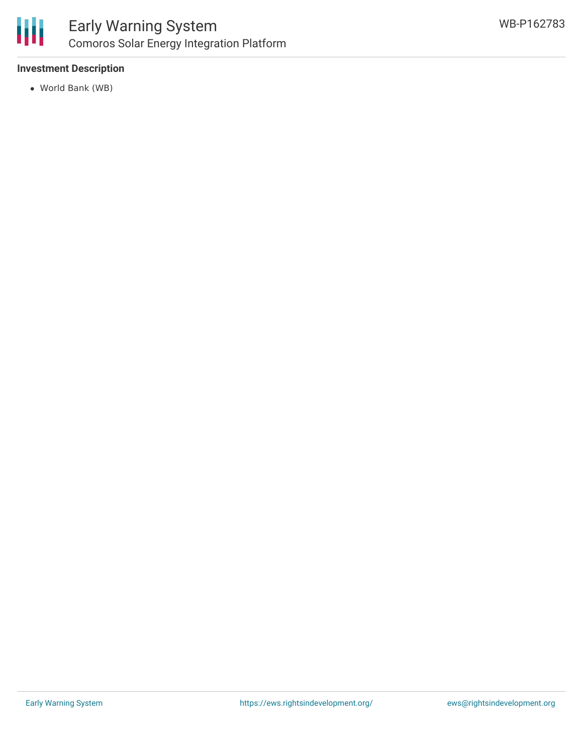**Investment Description**

- World Bank (WB)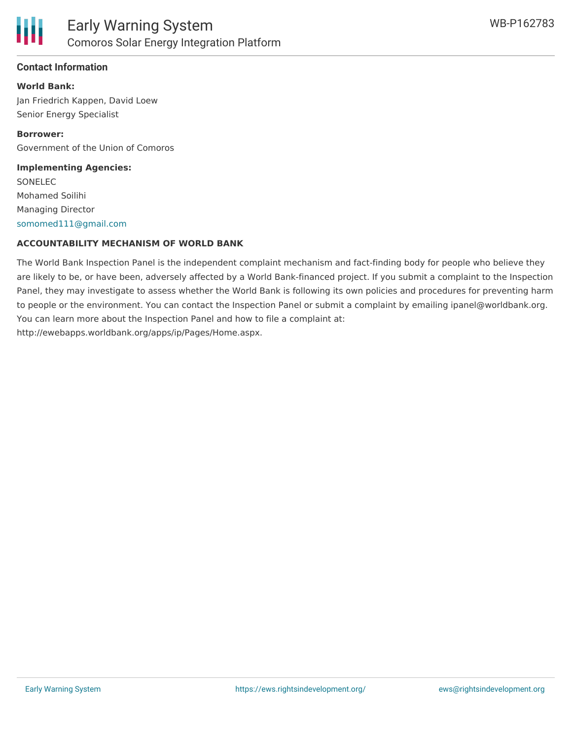### Contact Information

**World Bank:**

Jan Friedrich Kappen, David Loew
Senior Energy Specialist

**Borrower:**

Government of the Union of Comoros

**Implementing Agencies:**

SONELEC
Mohamed Soilihi
Managing Director
somomed111@gmail.com

**ACCOUNTABILITY MECHANISM OF WORLD BANK**

The World Bank Inspection Panel is the independent complaint mechanism and fact-finding body for people who believe they are likely to be, or have been, adversely affected by a World Bank-financed project. If you submit a complaint to the Inspection Panel, they may investigate to assess whether the World Bank is following its own policies and procedures for preventing harm to people or the environment. You can contact the Inspection Panel or submit a complaint by emailing ipanel@worldbank.org. You can learn more about the Inspection Panel and how to file a complaint at: http://ewebapps.worldbank.org/apps/ip/Pages/Home.aspx.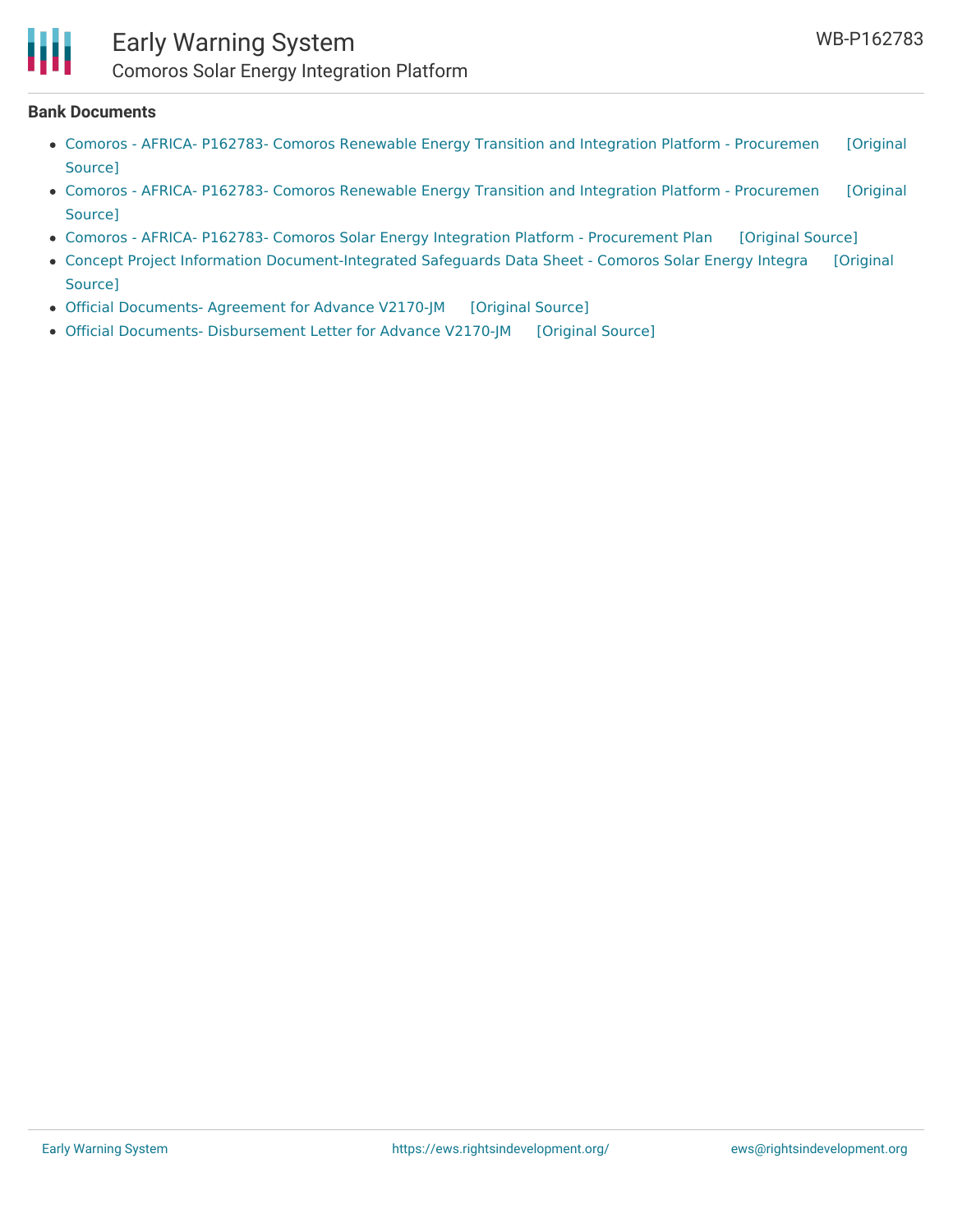**Bank Documents**

- Comoros - AFRICA- P162783- Comoros Renewable Energy Transition and Integration Platform - Procuremen [Original Source]
- Comoros - AFRICA- P162783- Comoros Renewable Energy Transition and Integration Platform - Procuremen [Original Source]
- Comoros - AFRICA- P162783- Comoros Solar Energy Integration Platform - Procurement Plan [Original Source]
- Concept Project Information Document-Integrated Safeguards Data Sheet - Comoros Solar Energy Integra [Original Source]
- Official Documents- Agreement for Advance V2170-JM [Original Source]
- Official Documents- Disbursement Letter for Advance V2170-JM [Original Source]